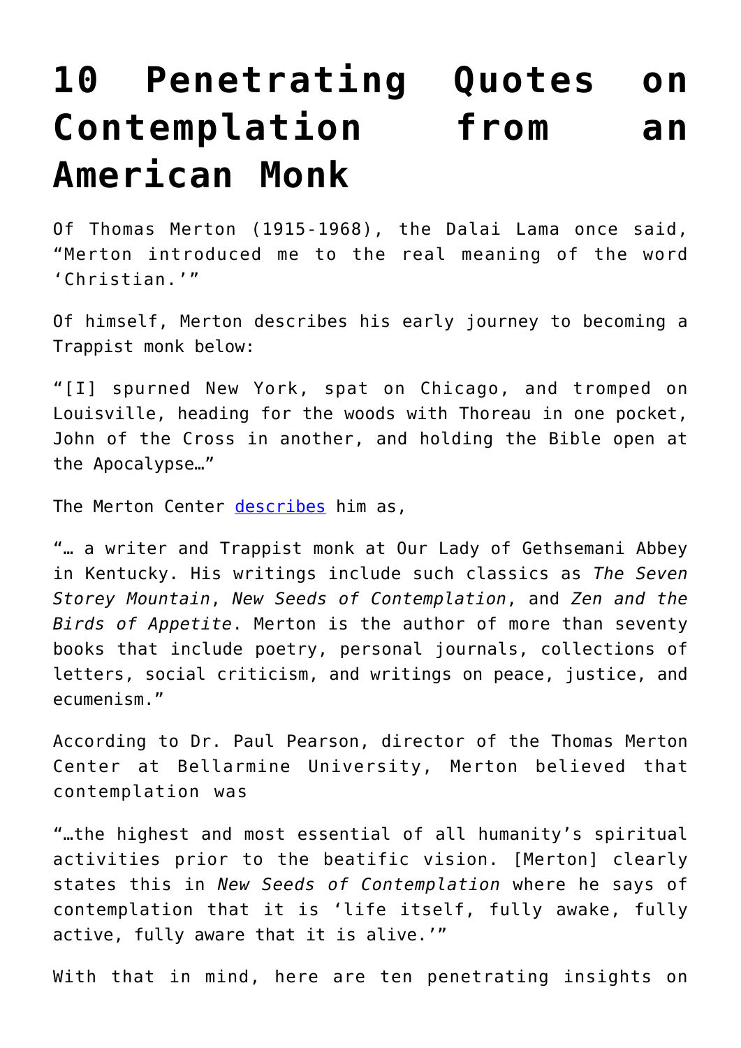# 10 Penetrating Quotes on Contemplation from an American Monk

Of Thomas Merton (1915-1968), the Dalai Lama once said, "Merton introduced me to the real meaning of the word 'Christian.'"

Of himself, Merton describes his early journey to becoming a Trappist monk below:

"[I] spurned New York, spat on Chicago, and tromped on Louisville, heading for the woods with Thoreau in one pocket, John of the Cross in another, and holding the Bible open at the Apocalypse…"

The Merton Center [describes](describes) him as,

"… a writer and Trappist monk at Our Lady of Gethsemani Abbey in Kentucky. His writings include such classics as *The Seven Storey Mountain*, *New Seeds of Contemplation*, and *Zen and the Birds of Appetite*. Merton is the author of more than seventy books that include poetry, personal journals, collections of letters, social criticism, and writings on peace, justice, and ecumenism."

According to Dr. Paul Pearson, director of the Thomas Merton Center at Bellarmine University, Merton believed that contemplation was

"…the highest and most essential of all humanity's spiritual activities prior to the beatific vision. [Merton] clearly states this in *New Seeds of Contemplation* where he says of contemplation that it is 'life itself, fully awake, fully active, fully aware that it is alive.'"

With that in mind, here are ten penetrating insights on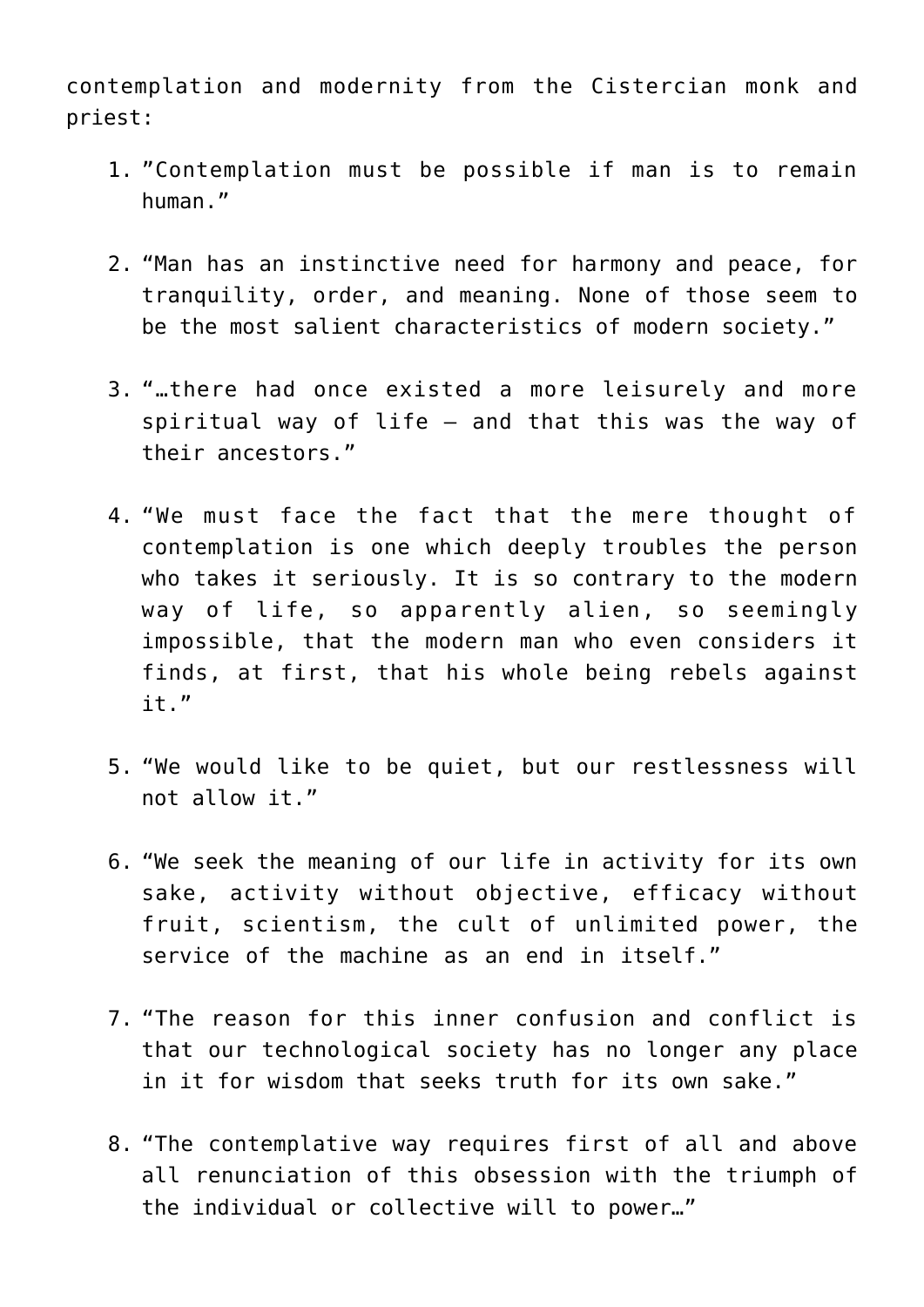contemplation and modernity from the Cistercian monk and priest:

1. ”Contemplation must be possible if man is to remain human.”

2. “Man has an instinctive need for harmony and peace, for tranquility, order, and meaning. None of those seem to be the most salient characteristics of modern society.”

3. “…there had once existed a more leisurely and more spiritual way of life – and that this was the way of their ancestors.”

4. “We must face the fact that the mere thought of contemplation is one which deeply troubles the person who takes it seriously. It is so contrary to the modern way of life, so apparently alien, so seemingly impossible, that the modern man who even considers it finds, at first, that his whole being rebels against it.”

5. “We would like to be quiet, but our restlessness will not allow it.”

6. “We seek the meaning of our life in activity for its own sake, activity without objective, efficacy without fruit, scientism, the cult of unlimited power, the service of the machine as an end in itself.”

7. “The reason for this inner confusion and conflict is that our technological society has no longer any place in it for wisdom that seeks truth for its own sake.”

8. “The contemplative way requires first of all and above all renunciation of this obsession with the triumph of the individual or collective will to power…”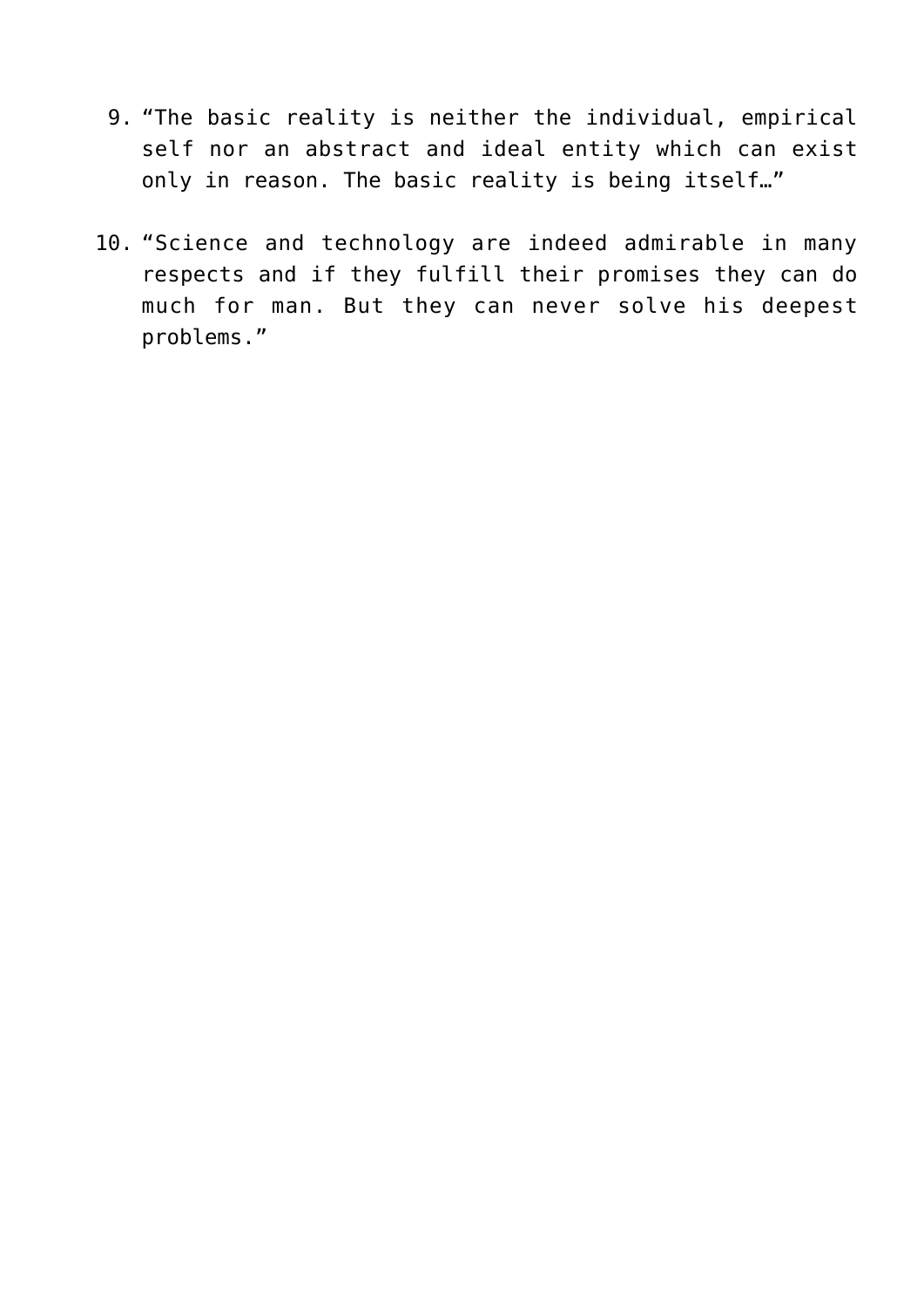9. “The basic reality is neither the individual, empirical self nor an abstract and ideal entity which can exist only in reason. The basic reality is being itself…”

10. “Science and technology are indeed admirable in many respects and if they fulfill their promises they can do much for man. But they can never solve his deepest problems.”